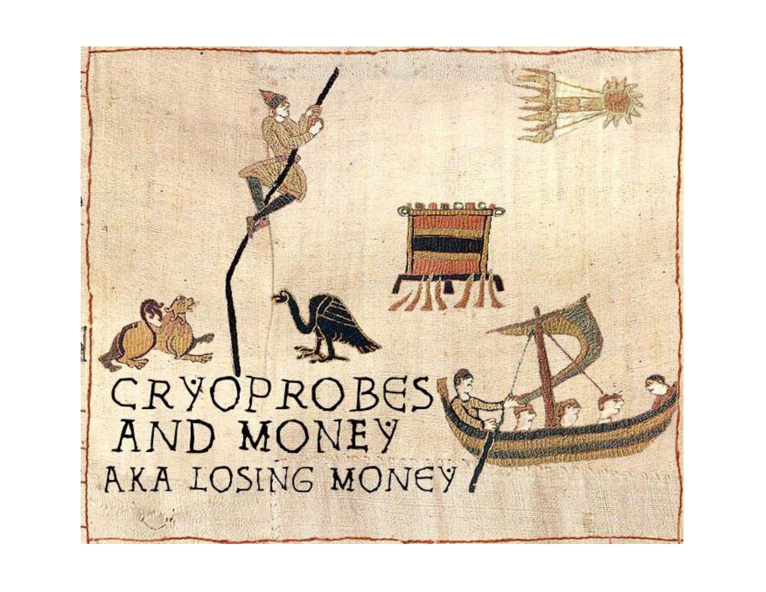# CRYOPROBES AND MONEY

## AKA LOSING MONEY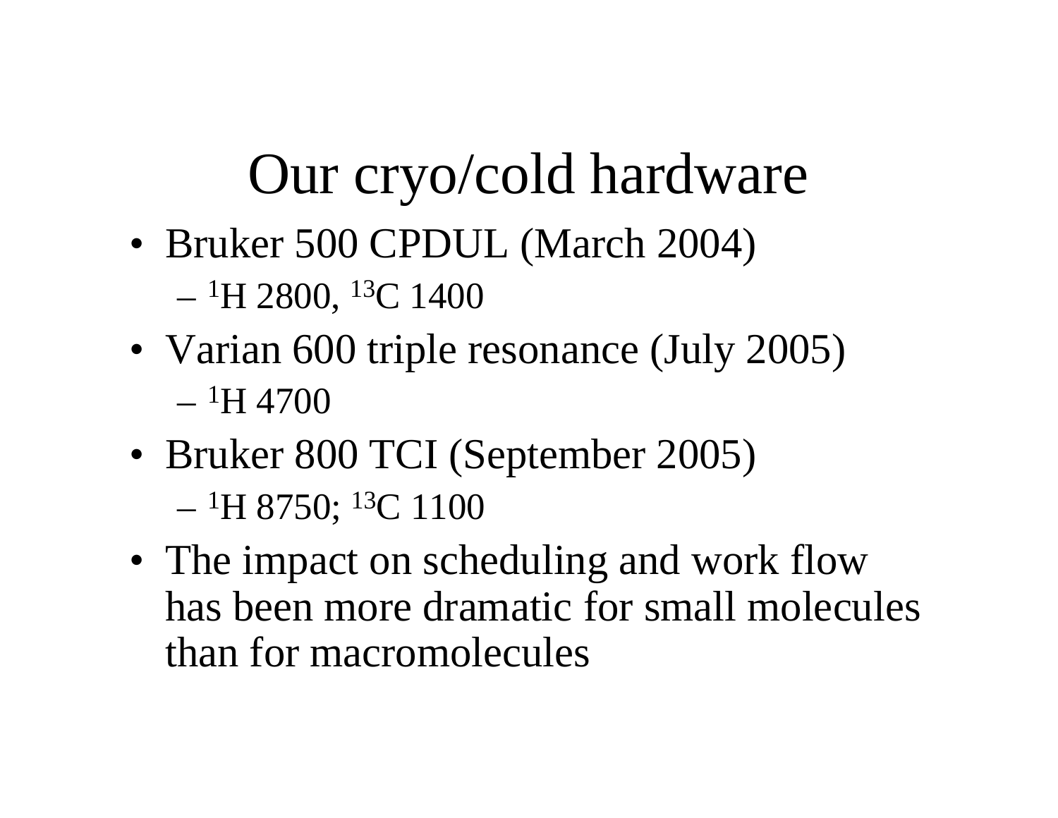# Our cryo/cold hardware

- Bruker 500 CPDUL (March 2004)
  - $^{1}H$ 2800, $^{13}C$ 1400
- Varian 600 triple resonance (July 2005)
  - $^{1}H$ 4700
- Bruker 800 TCI (September 2005)
  - $^{1}H$ 8750; $^{13}C$ 1100
- The impact on scheduling and work flow has been more dramatic for small molecules than for macromolecules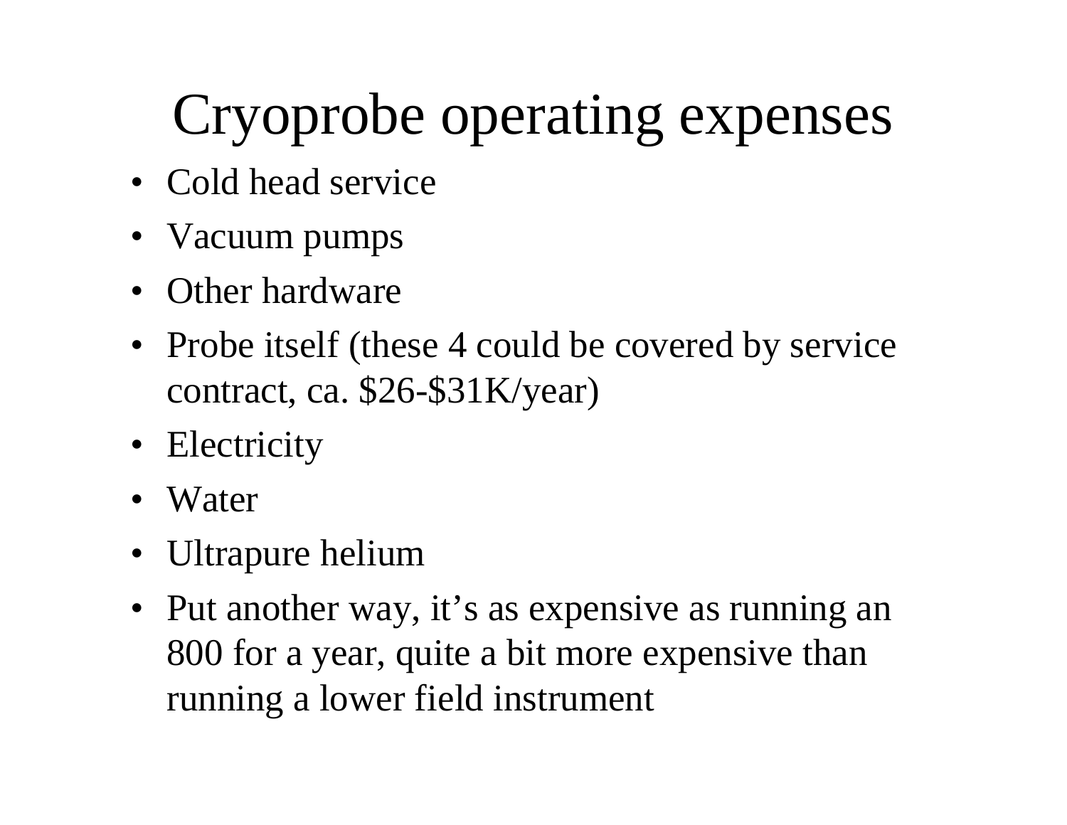# Cryoprobe operating expenses

- Cold head service
- Vacuum pumps
- Other hardware
- Probe itself (these 4 could be covered by service contract, ca. $26-$31K/year)
- Electricity
- Water
- Ultrapure helium
- Put another way, it’s as expensive as running an 800 for a year, quite a bit more expensive than running a lower field instrument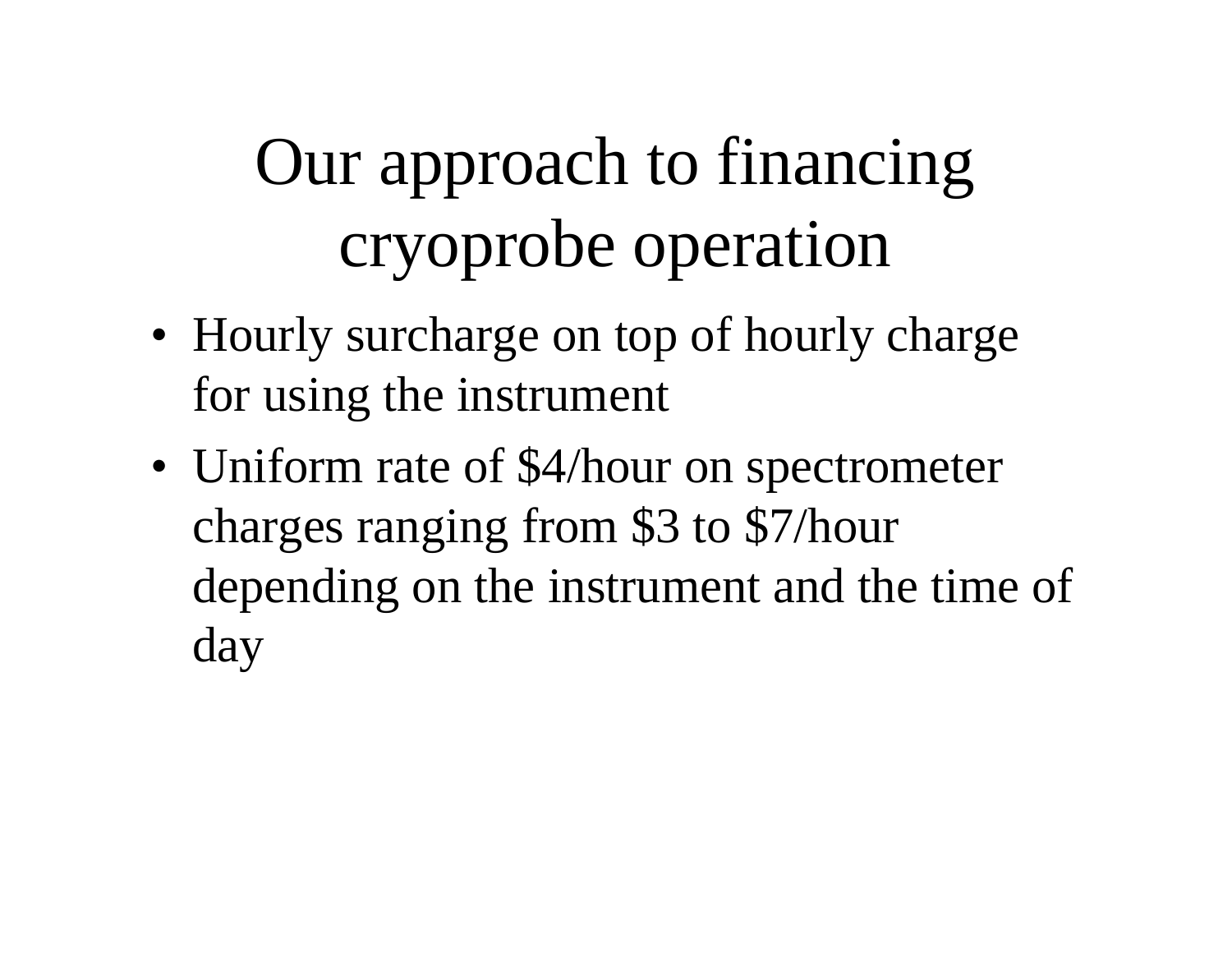# Our approach to financing cryoprobe operation

- Hourly surcharge on top of hourly charge for using the instrument
- Uniform rate of $4/hour on spectrometer charges ranging from $3 to $7/hour depending on the instrument and the time of day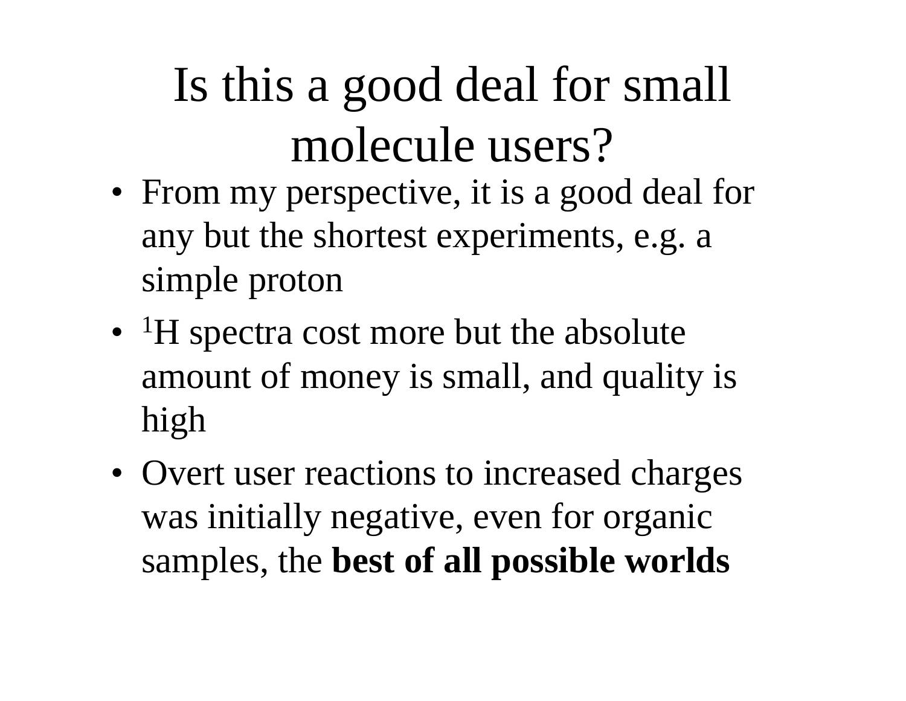# Is this a good deal for small molecule users?

- From my perspective, it is a good deal for any but the shortest experiments, e.g. a simple proton
- $^{1}$H spectra cost more but the absolute amount of money is small, and quality is high
- Overt user reactions to increased charges was initially negative, even for organic samples, the **best of all possible worlds**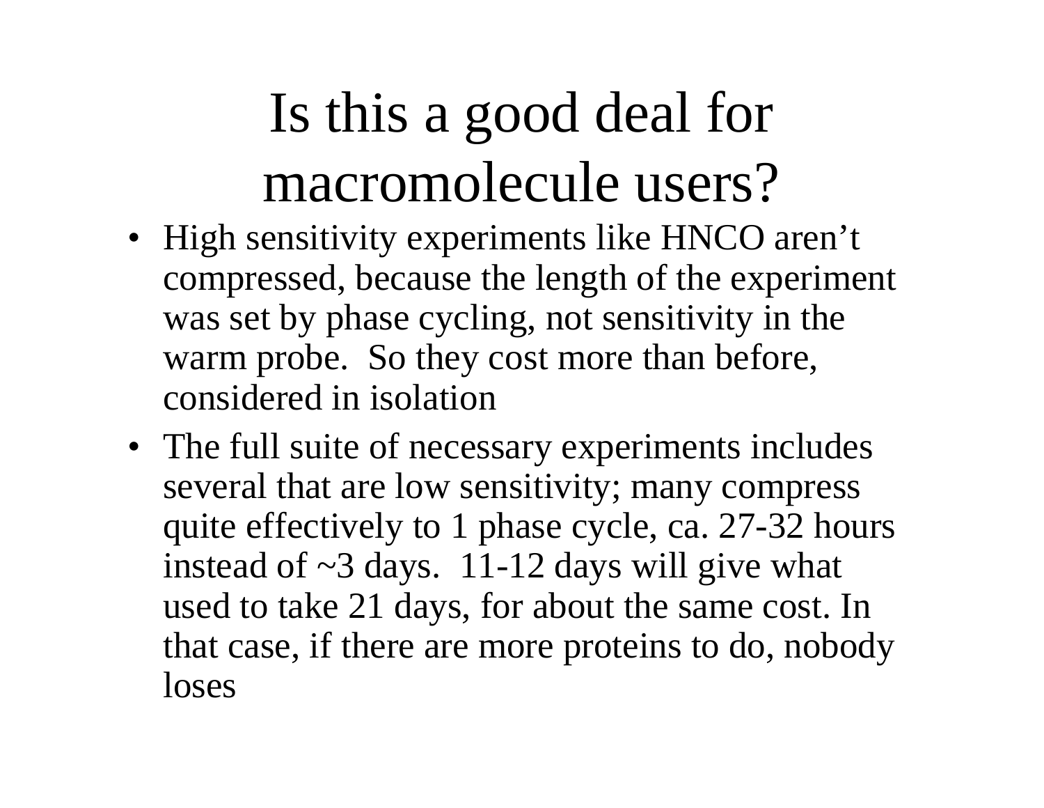# Is this a good deal for macromolecule users?

- High sensitivity experiments like HNCO aren't compressed, because the length of the experiment was set by phase cycling, not sensitivity in the warm probe. So they cost more than before, considered in isolation
- The full suite of necessary experiments includes several that are low sensitivity; many compress quite effectively to 1 phase cycle, ca. 27-32 hours instead of ~3 days. 11-12 days will give what used to take 21 days, for about the same cost. In that case, if there are more proteins to do, nobody loses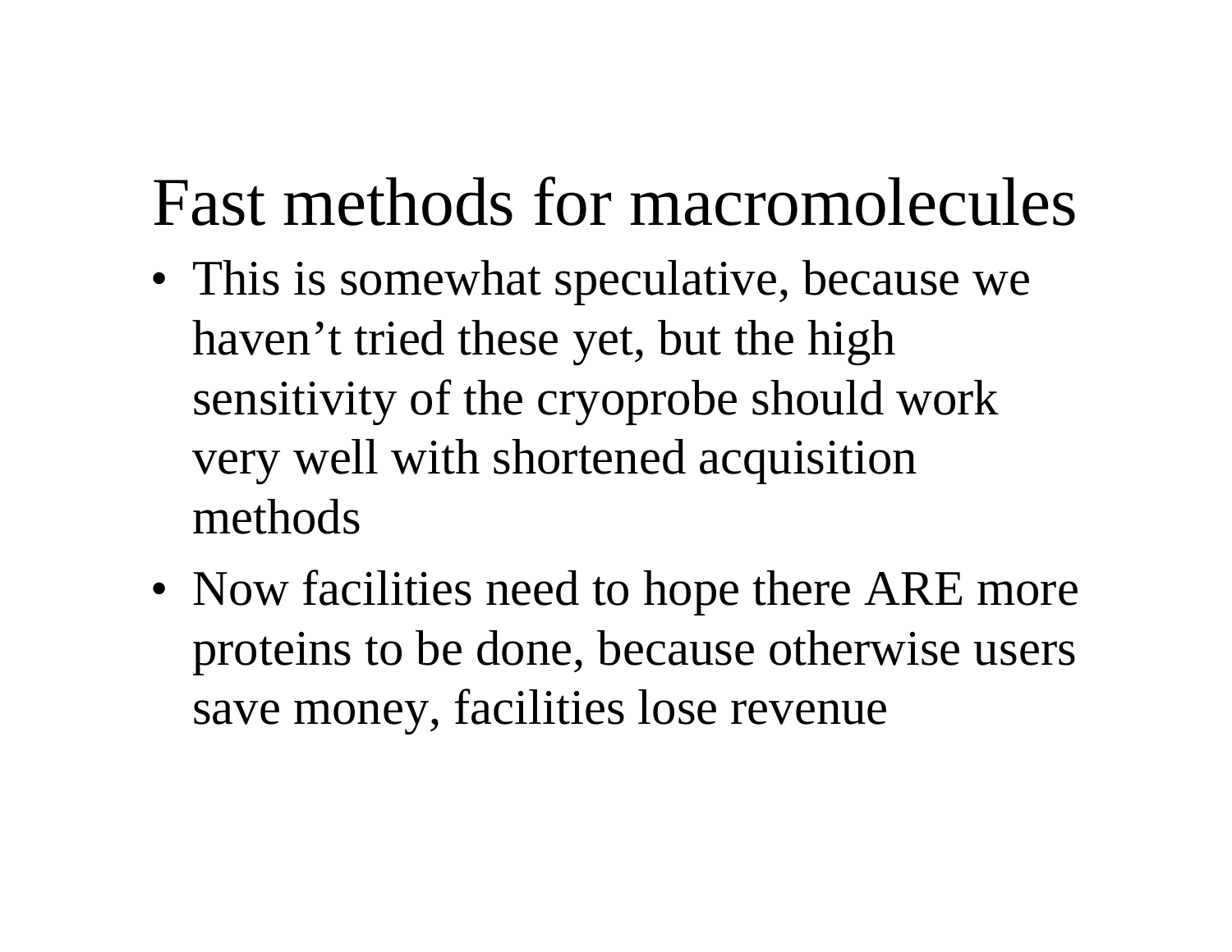# Fast methods for macromolecules

- This is somewhat speculative, because we haven't tried these yet, but the high sensitivity of the cryoprobe should work very well with shortened acquisition methods
- Now facilities need to hope there ARE more proteins to be done, because otherwise users save money, facilities lose revenue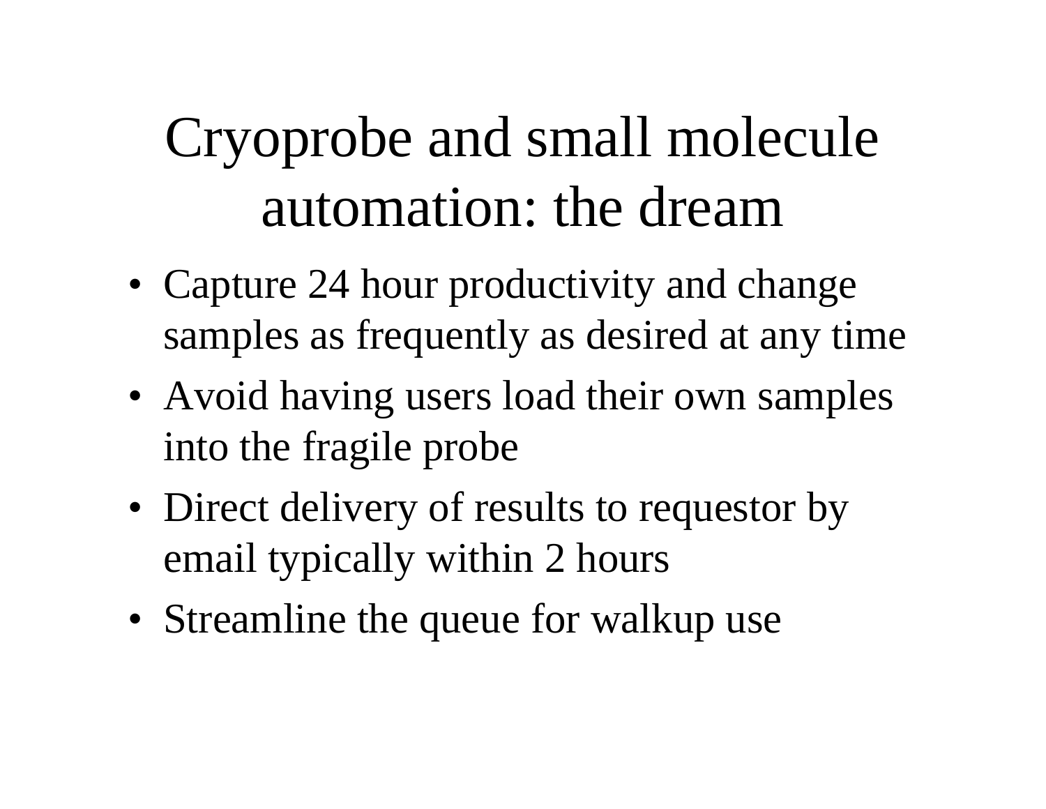# Cryoprobe and small molecule automation: the dream

- Capture 24 hour productivity and change samples as frequently as desired at any time
- Avoid having users load their own samples into the fragile probe
- Direct delivery of results to requestor by email typically within 2 hours
- Streamline the queue for walkup use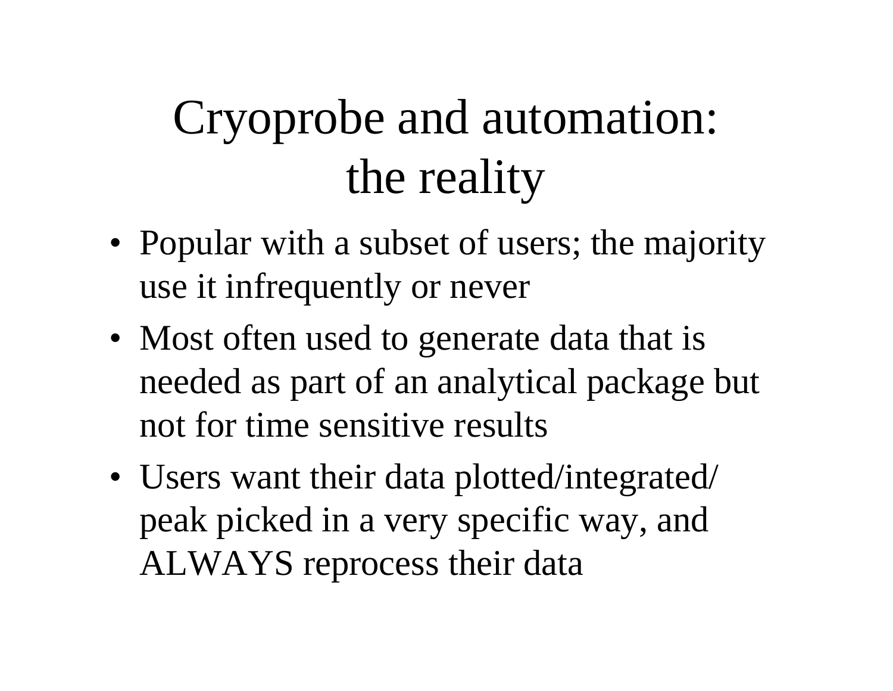# Cryoprobe and automation: the reality

- Popular with a subset of users; the majority use it infrequently or never
- Most often used to generate data that is needed as part of an analytical package but not for time sensitive results
- Users want their data plotted/integrated/ peak picked in a very specific way, and ALWAYS reprocess their data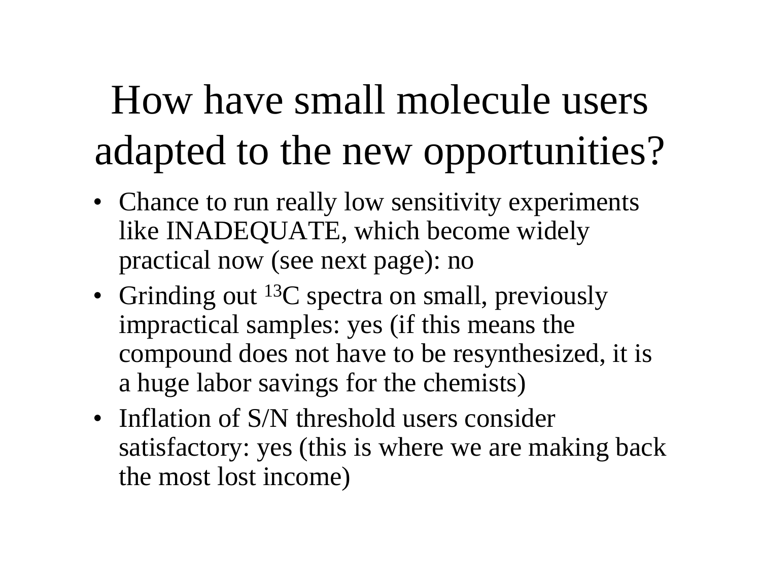# How have small molecule users adapted to the new opportunities?

- Chance to run really low sensitivity experiments like INADEQUATE, which become widely practical now (see next page): no
- Grinding out $^{13}C$ spectra on small, previously impractical samples: yes (if this means the compound does not have to be resynthesized, it is a huge labor savings for the chemists)
- Inflation of S/N threshold users consider satisfactory: yes (this is where we are making back the most lost income)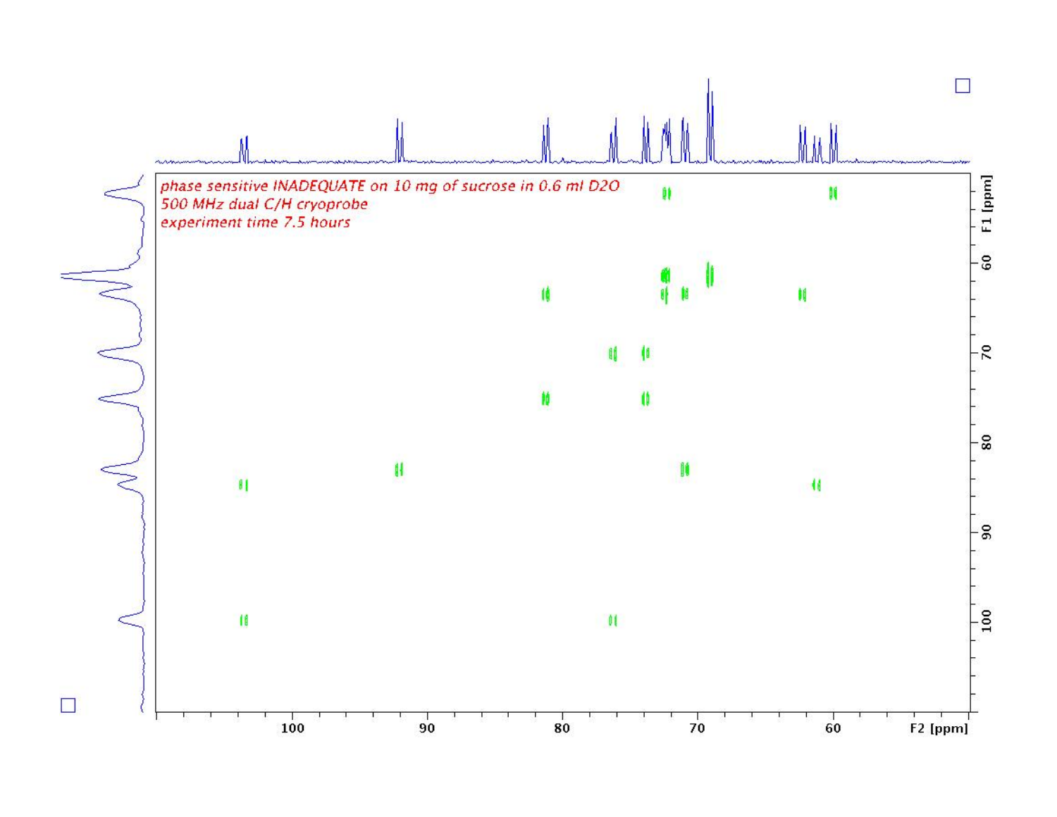phase sensitive INADEQUATE on 10 mg of sucrose in 0.6 ml D2O
500 MHz dual C/H cryoprobe
experiment time 7.5 hours

F1 [ppm]

60
70
80
90
100

100
90
80
70
60
F2 [ppm]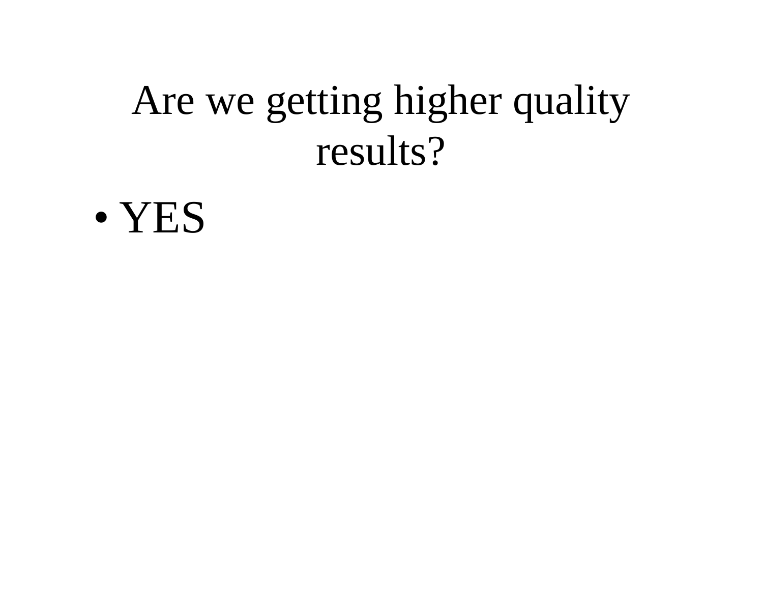# Are we getting higher quality results?

- YES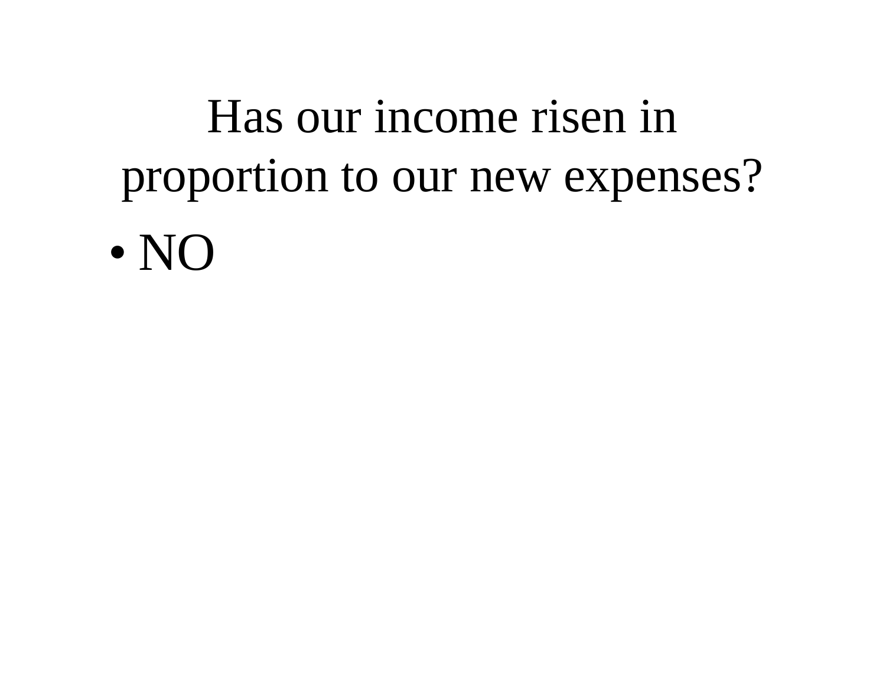# Has our income risen in proportion to our new expenses?

- NO